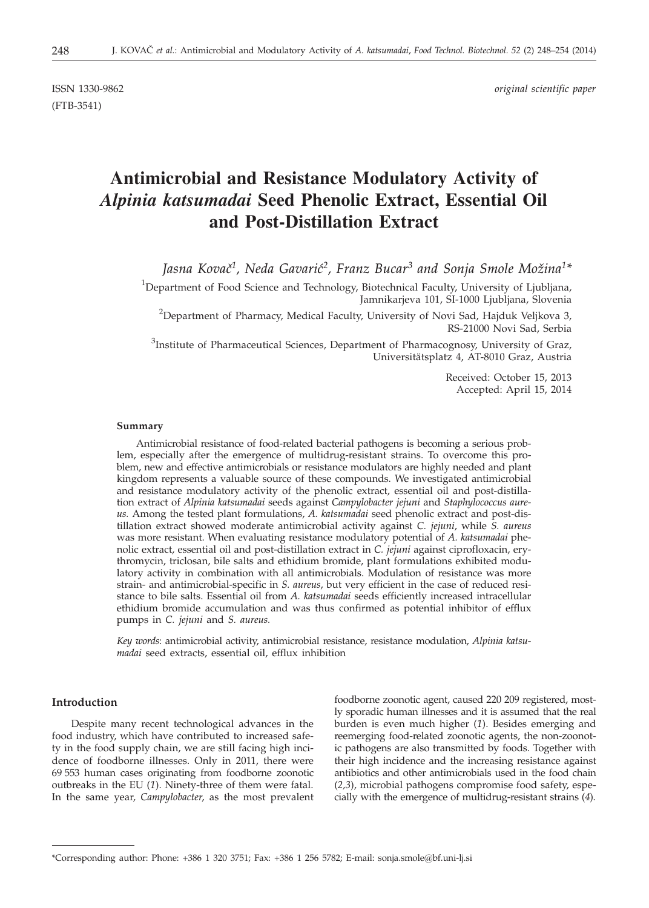ISSN 1330-9862 *original scientific paper*

(FTB-3541)

# Antimicrobial and Resistance Modulatory Activity of *Alpinia katsumadai* Seed Phenolic Extract, Essential Oil and Post-Distillation Extract

*Jasna Kovač[1], Neda Gavarić[2], Franz Bucar[3] and Sonja Smole Možina[1]**

[1]Department of Food Science and Technology, Biotechnical Faculty, University of Ljubljana, Jamnikarjeva 101, SI-1000 Ljubljana, Slovenia

[2]Department of Pharmacy, Medical Faculty, University of Novi Sad, Hajduk Veljkova 3, RS-21000 Novi Sad, Serbia

[3]Institute of Pharmaceutical Sciences, Department of Pharmacognosy, University of Graz, Universitätsplatz 4, AT-8010 Graz, Austria

Received: October 15, 2013
Accepted: April 15, 2014

#### Summary

Antimicrobial resistance of food-related bacterial pathogens is becoming a serious problem, especially after the emergence of multidrug-resistant strains. To overcome this problem, new and effective antimicrobials or resistance modulators are highly needed and plant kingdom represents a valuable source of these compounds. We investigated antimicrobial and resistance modulatory activity of the phenolic extract, essential oil and post-distillation extract of *Alpinia katsumadai* seeds against *Campylobacter jejuni* and *Staphylococcus aureus*. Among the tested plant formulations, *A. katsumadai* seed phenolic extract and post-distillation extract showed moderate antimicrobial activity against *C. jejuni*, while *S. aureus* was more resistant. When evaluating resistance modulatory potential of *A. katsumadai* phenolic extract, essential oil and post-distillation extract in *C. jejuni* against ciprofloxacin, erythromycin, triclosan, bile salts and ethidium bromide, plant formulations exhibited modulatory activity in combination with all antimicrobials. Modulation of resistance was more strain- and antimicrobial-specific in *S. aureus*, but very efficient in the case of reduced resistance to bile salts. Essential oil from *A. katsumadai* seeds efficiently increased intracellular ethidium bromide accumulation and was thus confirmed as potential inhibitor of efflux pumps in *C. jejuni* and *S. aureus.*

*Key words*: antimicrobial activity, antimicrobial resistance, resistance modulation, *Alpinia katsumadai* seed extracts, essential oil, efflux inhibition

## Introduction

Despite many recent technological advances in the food industry, which have contributed to increased safety in the food supply chain, we are still facing high incidence of foodborne illnesses. Only in 2011, there were 69 553 human cases originating from foodborne zoonotic outbreaks in the EU (*1*). Ninety-three of them were fatal. In the same year, *Campylobacter*, as the most prevalent foodborne zoonotic agent, caused 220 209 registered, mostly sporadic human illnesses and it is assumed that the real burden is even much higher (*1*). Besides emerging and reemerging food-related zoonotic agents, the non-zoonotic pathogens are also transmitted by foods. Together with their high incidence and the increasing resistance against antibiotics and other antimicrobials used in the food chain (*2,3*), microbial pathogens compromise food safety, especially with the emergence of multidrug-resistant strains (*4*).

---

*Corresponding author: Phone: +386 1 320 3751; Fax: +386 1 256 5782; E-mail: sonja.smole@bf.uni-lj.si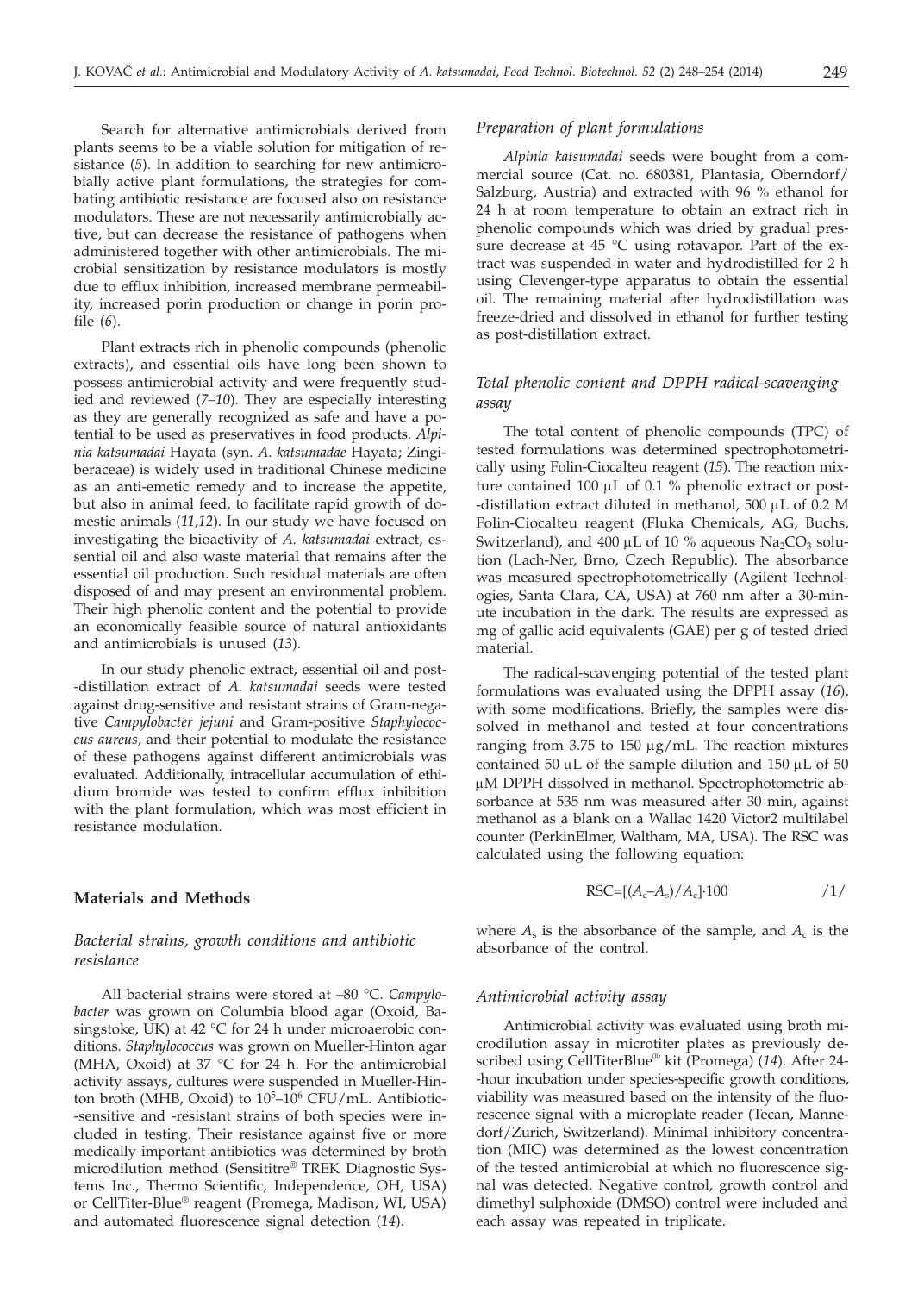Search for alternative antimicrobials derived from plants seems to be a viable solution for mitigation of resistance (*5*). In addition to searching for new antimicrobially active plant formulations, the strategies for combating antibiotic resistance are focused also on resistance modulators. These are not necessarily antimicrobially active, but can decrease the resistance of pathogens when administered together with other antimicrobials. The microbial sensitization by resistance modulators is mostly due to efflux inhibition, increased membrane permeability, increased porin production or change in porin profile (*6*).

Plant extracts rich in phenolic compounds (phenolic extracts), and essential oils have long been shown to possess antimicrobial activity and were frequently studied and reviewed (*7–10*). They are especially interesting as they are generally recognized as safe and have a potential to be used as preservatives in food products. *Alpinia katsumadai* Hayata (syn. *A. katsumadae* Hayata; Zingiberaceae) is widely used in traditional Chinese medicine as an anti-emetic remedy and to increase the appetite, but also in animal feed, to facilitate rapid growth of domestic animals (*11,12*). In our study we have focused on investigating the bioactivity of *A. katsumadai* extract, essential oil and also waste material that remains after the essential oil production. Such residual materials are often disposed of and may present an environmental problem. Their high phenolic content and the potential to provide an economically feasible source of natural antioxidants and antimicrobials is unused (*13*).

In our study phenolic extract, essential oil and post-distillation extract of *A. katsumadai* seeds were tested against drug-sensitive and resistant strains of Gram-negative *Campylobacter jejuni* and Gram-positive *Staphylococcus aureus*, and their potential to modulate the resistance of these pathogens against different antimicrobials was evaluated. Additionally, intracellular accumulation of ethidium bromide was tested to confirm efflux inhibition with the plant formulation, which was most efficient in resistance modulation.

## Materials and Methods

### *Bacterial strains, growth conditions and antibiotic resistance*

All bacterial strains were stored at –80 °C. *Campylobacter* was grown on Columbia blood agar (Oxoid, Basingstoke, UK) at 42 °C for 24 h under microaerobic conditions. *Staphylococcus* was grown on Mueller-Hinton agar (MHA, Oxoid) at 37 °C for 24 h. For the antimicrobial activity assays, cultures were suspended in Mueller-Hinton broth (MHB, Oxoid) to $10^5$–$10^6$ CFU/mL. Antibiotic-sensitive and -resistant strains of both species were included in testing. Their resistance against five or more medically important antibiotics was determined by broth microdilution method (Sensititre® TREK Diagnostic Systems Inc., Thermo Scientific, Independence, OH, USA) or CellTiter-Blue® reagent (Promega, Madison, WI, USA) and automated fluorescence signal detection (*14*).

### *Preparation of plant formulations*

*Alpinia katsumadai* seeds were bought from a commercial source (Cat. no. 680381, Plantasia, Oberndorf/Salzburg, Austria) and extracted with 96 % ethanol for 24 h at room temperature to obtain an extract rich in phenolic compounds which was dried by gradual pressure decrease at 45 °C using rotavapor. Part of the extract was suspended in water and hydrodistilled for 2 h using Clevenger-type apparatus to obtain the essential oil. The remaining material after hydrodistillation was freeze-dried and dissolved in ethanol for further testing as post-distillation extract.

### *Total phenolic content and DPPH radical-scavenging assay*

The total content of phenolic compounds (TPC) of tested formulations was determined spectrophotometrically using Folin-Ciocalteu reagent (*15*). The reaction mixture contained 100 μL of 0.1 % phenolic extract or post-distillation extract diluted in methanol, 500 μL of 0.2 M Folin-Ciocalteu reagent (Fluka Chemicals, AG, Buchs, Switzerland), and 400 μL of 10 % aqueous $Na_2CO_3$ solution (Lach-Ner, Brno, Czech Republic). The absorbance was measured spectrophotometrically (Agilent Technologies, Santa Clara, CA, USA) at 760 nm after a 30-minute incubation in the dark. The results are expressed as mg of gallic acid equivalents (GAE) per g of tested dried material.

The radical-scavenging potential of the tested plant formulations was evaluated using the DPPH assay (*16*), with some modifications. Briefly, the samples were dissolved in methanol and tested at four concentrations ranging from 3.75 to 150 μg/mL. The reaction mixtures contained 50 μL of the sample dilution and 150 μL of 50 μM DPPH dissolved in methanol. Spectrophotometric absorbance at 535 nm was measured after 30 min, against methanol as a blank on a Wallac 1420 Victor2 multilabel counter (PerkinElmer, Waltham, MA, USA). The RSC was calculated using the following equation:

$$RSC=[(A_c-A_s)/A_c]\cdot 100 \qquad /1/$$

where $A_s$ is the absorbance of the sample, and $A_c$ is the absorbance of the control.

### *Antimicrobial activity assay*

Antimicrobial activity was evaluated using broth microdilution assay in microtiter plates as previously described using CellTiterBlue® kit (Promega) (*14*). After 24-hour incubation under species-specific growth conditions, viability was measured based on the intensity of the fluorescence signal with a microplate reader (Tecan, Mannedorf/Zurich, Switzerland). Minimal inhibitory concentration (MIC) was determined as the lowest concentration of the tested antimicrobial at which no fluorescence signal was detected. Negative control, growth control and dimethyl sulphoxide (DMSO) control were included and each assay was repeated in triplicate.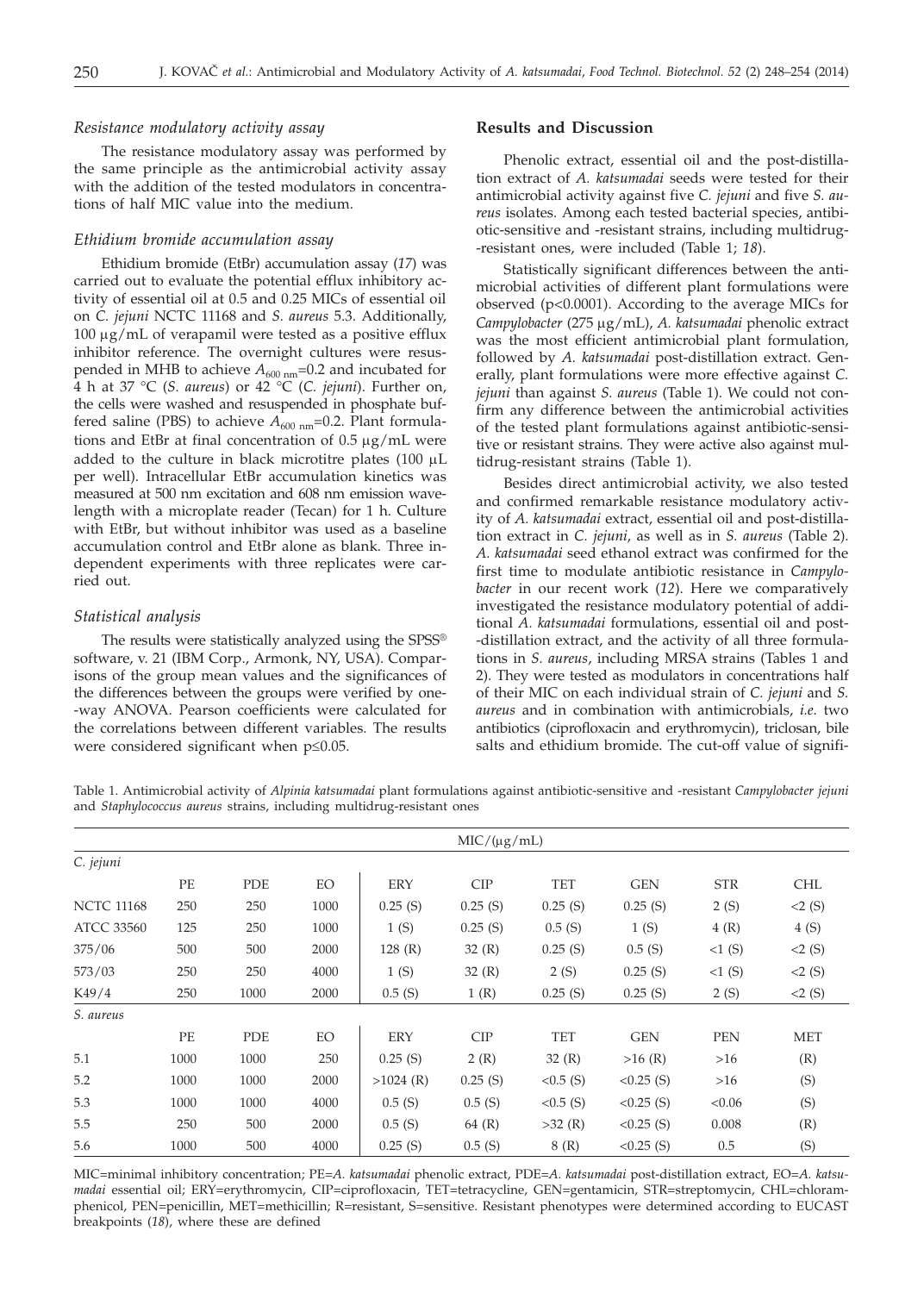### *Resistance modulatory activity assay*

The resistance modulatory assay was performed by the same principle as the antimicrobial activity assay with the addition of the tested modulators in concentrations of half MIC value into the medium.

### *Ethidium bromide accumulation assay*

Ethidium bromide (EtBr) accumulation assay (*17*) was carried out to evaluate the potential efflux inhibitory activity of essential oil at 0.5 and 0.25 MICs of essential oil on *C. jejuni* NCTC 11168 and *S. aureus* 5.3. Additionally, 100 μg/mL of verapamil were tested as a positive efflux inhibitor reference. The overnight cultures were resuspended in MHB to achieve $A_{600\ nm}$=0.2 and incubated for 4 h at 37 °C (*S. aureus*) or 42 °C (*C. jejuni*). Further on, the cells were washed and resuspended in phosphate buffered saline (PBS) to achieve $A_{600\ nm}$=0.2. Plant formulations and EtBr at final concentration of 0.5 μg/mL were added to the culture in black microtitre plates (100 μL per well). Intracellular EtBr accumulation kinetics was measured at 500 nm excitation and 608 nm emission wavelength with a microplate reader (Tecan) for 1 h. Culture with EtBr, but without inhibitor was used as a baseline accumulation control and EtBr alone as blank. Three independent experiments with three replicates were carried out.

### *Statistical analysis*

The results were statistically analyzed using the SPSS® software, v. 21 (IBM Corp., Armonk, NY, USA). Comparisons of the group mean values and the significances of the differences between the groups were verified by one-way ANOVA. Pearson coefficients were calculated for the correlations between different variables. The results were considered significant when $p \leq 0.05$.

## Results and Discussion

Phenolic extract, essential oil and the post-distillation extract of *A. katsumadai* seeds were tested for their antimicrobial activity against five *C. jejuni* and five *S. aureus* isolates. Among each tested bacterial species, antibiotic-sensitive and -resistant strains, including multidrug-resistant ones, were included (Table 1; *18*).

Statistically significant differences between the antimicrobial activities of different plant formulations were observed ($p<0.0001$). According to the average MICs for *Campylobacter* (275 μg/mL), *A. katsumadai* phenolic extract was the most efficient antimicrobial plant formulation, followed by *A. katsumadai* post-distillation extract. Generally, plant formulations were more effective against *C. jejuni* than against *S. aureus* (Table 1). We could not confirm any difference between the antimicrobial activities of the tested plant formulations against antibiotic-sensitive or resistant strains. They were active also against multidrug-resistant strains (Table 1).

Besides direct antimicrobial activity, we also tested and confirmed remarkable resistance modulatory activity of *A. katsumadai* extract, essential oil and post-distillation extract in *C. jejuni*, as well as in *S. aureus* (Table 2). *A. katsumadai* seed ethanol extract was confirmed for the first time to modulate antibiotic resistance in *Campylobacter* in our recent work (*12*). Here we comparatively investigated the resistance modulatory potential of additional *A. katsumadai* formulations, essential oil and post-distillation extract, and the activity of all three formulations in *S. aureus*, including MRSA strains (Tables 1 and 2). They were tested as modulators in concentrations half of their MIC on each individual strain of *C. jejuni* and *S. aureus* and in combination with antimicrobials, *i.e.* two antibiotics (ciprofloxacin and erythromycin), triclosan, bile salts and ethidium bromide. The cut-off value of signifi-

Table 1. Antimicrobial activity of *Alpinia katsumadai* plant formulations against antibiotic-sensitive and -resistant *Campylobacter jejuni* and *Staphylococcus aureus* strains, including multidrug-resistant ones

| | MIC/(μg/mL) | | | | | | | | |
|---|---|---|---|---|---|---|---|---|---|
| *C. jejuni* | | | | | | | | | |
| | PE | PDE | EO | ERY | CIP | TET | GEN | STR | CHL |
| NCTC 11168 | 250 | 250 | 1000 | 0.25 (S) | 0.25 (S) | 0.25 (S) | 0.25 (S) | 2 (S) | <2 (S) |
| ATCC 33560 | 125 | 250 | 1000 | 1 (S) | 0.25 (S) | 0.5 (S) | 1 (S) | 4 (R) | 4 (S) |
| 375/06 | 500 | 500 | 2000 | 128 (R) | 32 (R) | 0.25 (S) | 0.5 (S) | <1 (S) | <2 (S) |
| 573/03 | 250 | 250 | 4000 | 1 (S) | 32 (R) | 2 (S) | 0.25 (S) | <1 (S) | <2 (S) |
| K49/4 | 250 | 1000 | 2000 | 0.5 (S) | 1 (R) | 0.25 (S) | 0.25 (S) | 2 (S) | <2 (S) |
| *S. aureus* | | | | | | | | | |
| | PE | PDE | EO | ERY | CIP | TET | GEN | PEN | MET |
| 5.1 | 1000 | 1000 | 250 | 0.25 (S) | 2 (R) | 32 (R) | >16 (R) | >16 | (R) |
| 5.2 | 1000 | 1000 | 2000 | >1024 (R) | 0.25 (S) | <0.5 (S) | <0.25 (S) | >16 | (S) |
| 5.3 | 1000 | 1000 | 4000 | 0.5 (S) | 0.5 (S) | <0.5 (S) | <0.25 (S) | <0.06 | (S) |
| 5.5 | 250 | 500 | 2000 | 0.5 (S) | 64 (R) | >32 (R) | <0.25 (S) | 0.008 | (R) |
| 5.6 | 1000 | 500 | 4000 | 0.25 (S) | 0.5 (S) | 8 (R) | <0.25 (S) | 0.5 | (S) |

MIC=minimal inhibitory concentration; PE=*A. katsumadai* phenolic extract, PDE=*A. katsumadai* post-distillation extract, EO=*A. katsumadai* essential oil; ERY=erythromycin, CIP=ciprofloxacin, TET=tetracycline, GEN=gentamicin, STR=streptomycin, CHL=chloramphenicol, PEN=penicillin, MET=methicillin; R=resistant, S=sensitive. Resistant phenotypes were determined according to EUCAST breakpoints (*18*), where these are defined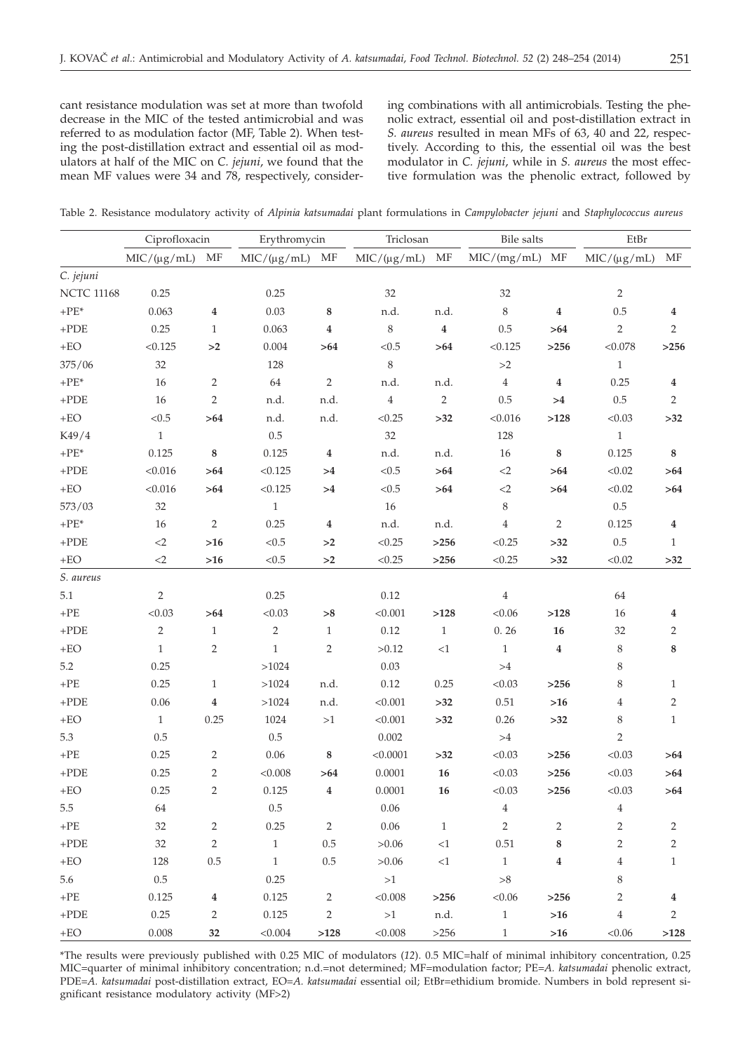cant resistance modulation was set at more than twofold decrease in the MIC of the tested antimicrobial and was referred to as modulation factor (MF, Table 2). When testing the post-distillation extract and essential oil as modulators at half of the MIC on *C. jejuni*, we found that the mean MF values were 34 and 78, respectively, considering combinations with all antimicrobials. Testing the phenolic extract, essential oil and post-distillation extract in *S. aureus* resulted in mean MFs of 63, 40 and 22, respectively. According to this, the essential oil was the best modulator in *C. jejuni*, while in *S. aureus* the most effective formulation was the phenolic extract, followed by

Table 2. Resistance modulatory activity of *Alpinia katsumadai* plant formulations in *Campylobacter jejuni* and *Staphylococcus aureus*

| | Ciprofloxacin | | Erythromycin | | Triclosan | | Bile salts | | EtBr | |
|---|---|---|---|---|---|---|---|---|---|---|
| | MIC/(μg/mL) | MF | MIC/(μg/mL) | MF | MIC/(μg/mL) | MF | MIC/(mg/mL) | MF | MIC/(μg/mL) | MF |
| *C. jejuni* | | | | | | | | | | |
| NCTC 11168 | 0.25 | | 0.25 | | 32 | | 32 | | 2 | |
| +PE* | 0.063 | **4** | 0.03 | **8** | n.d. | n.d. | 8 | **4** | 0.5 | **4** |
| +PDE | 0.25 | 1 | 0.063 | **4** | 8 | **4** | 0.5 | **>64** | 2 | 2 |
| +EO | <0.125 | **>2** | 0.004 | **>64** | <0.5 | **>64** | <0.125 | **>256** | <0.078 | **>256** |
| 375/06 | 32 | | 128 | | 8 | | >2 | | 1 | |
| +PE* | 16 | 2 | 64 | 2 | n.d. | n.d. | 4 | **4** | 0.25 | **4** |
| +PDE | 16 | 2 | n.d. | n.d. | 4 | 2 | 0.5 | **>4** | 0.5 | 2 |
| +EO | <0.5 | **>64** | n.d. | n.d. | <0.25 | **>32** | <0.016 | **>128** | <0.03 | **>32** |
| K49/4 | 1 | | 0.5 | | 32 | | 128 | | 1 | |
| +PE* | 0.125 | **8** | 0.125 | **4** | n.d. | n.d. | 16 | **8** | 0.125 | **8** |
| +PDE | <0.016 | **>64** | <0.125 | **>4** | <0.5 | **>64** | <2 | **>64** | <0.02 | **>64** |
| +EO | <0.016 | **>64** | <0.125 | **>4** | <0.5 | **>64** | <2 | **>64** | <0.02 | **>64** |
| 573/03 | 32 | | 1 | | 16 | | 8 | | 0.5 | |
| +PE* | 16 | 2 | 0.25 | **4** | n.d. | n.d. | 4 | 2 | 0.125 | **4** |
| +PDE | <2 | **>16** | <0.5 | **>2** | <0.25 | **>256** | <0.25 | **>32** | 0.5 | 1 |
| +EO | <2 | **>16** | <0.5 | **>2** | <0.25 | **>256** | <0.25 | **>32** | <0.02 | **>32** |
| *S. aureus* | | | | | | | | | | |
| 5.1 | 2 | | 0.25 | | 0.12 | | 4 | | 64 | |
| +PE | <0.03 | **>64** | <0.03 | **>8** | <0.001 | **>128** | <0.06 | **>128** | 16 | **4** |
| +PDE | 2 | 1 | 2 | 1 | 0.12 | 1 | 0. 26 | **16** | 32 | 2 |
| +EO | 1 | 2 | 1 | 2 | >0.12 | <1 | 1 | **4** | 8 | **8** |
| 5.2 | 0.25 | | >1024 | | 0.03 | | >4 | | 8 | |
| +PE | 0.25 | 1 | >1024 | n.d. | 0.12 | 0.25 | <0.03 | **>256** | 8 | 1 |
| +PDE | 0.06 | **4** | >1024 | n.d. | <0.001 | **>32** | 0.51 | **>16** | 4 | 2 |
| +EO | 1 | 0.25 | 1024 | >1 | <0.001 | **>32** | 0.26 | **>32** | 8 | 1 |
| 5.3 | 0.5 | | 0.5 | | 0.002 | | >4 | | 2 | |
| +PE | 0.25 | 2 | 0.06 | **8** | <0.0001 | **>32** | <0.03 | **>256** | <0.03 | **>64** |
| +PDE | 0.25 | 2 | <0.008 | **>64** | 0.0001 | **16** | <0.03 | **>256** | <0.03 | **>64** |
| +EO | 0.25 | 2 | 0.125 | **4** | 0.0001 | **16** | <0.03 | **>256** | <0.03 | **>64** |
| 5.5 | 64 | | 0.5 | | 0.06 | | 4 | | 4 | |
| +PE | 32 | 2 | 0.25 | 2 | 0.06 | 1 | 2 | 2 | 2 | 2 |
| +PDE | 32 | 2 | 1 | 0.5 | >0.06 | <1 | 0.51 | **8** | 2 | 2 |
| +EO | 128 | 0.5 | 1 | 0.5 | >0.06 | <1 | 1 | **4** | 4 | 1 |
| 5.6 | 0.5 | | 0.25 | | >1 | | >8 | | 8 | |
| +PE | 0.125 | **4** | 0.125 | 2 | <0.008 | **>256** | <0.06 | **>256** | 2 | **4** |
| +PDE | 0.25 | 2 | 0.125 | 2 | >1 | n.d. | 1 | **>16** | 4 | 2 |
| +EO | 0.008 | **32** | <0.004 | **>128** | <0.008 | >256 | 1 | **>16** | <0.06 | **>128** |

*The results were previously published with 0.25 MIC of modulators (*12*). 0.5 MIC=half of minimal inhibitory concentration, 0.25 MIC=quarter of minimal inhibitory concentration; n.d.=not determined; MF=modulation factor; PE=*A. katsumadai* phenolic extract, PDE=*A. katsumadai* post-distillation extract, EO=*A. katsumadai* essential oil; EtBr=ethidium bromide. Numbers in bold represent significant resistance modulatory activity (MF>2)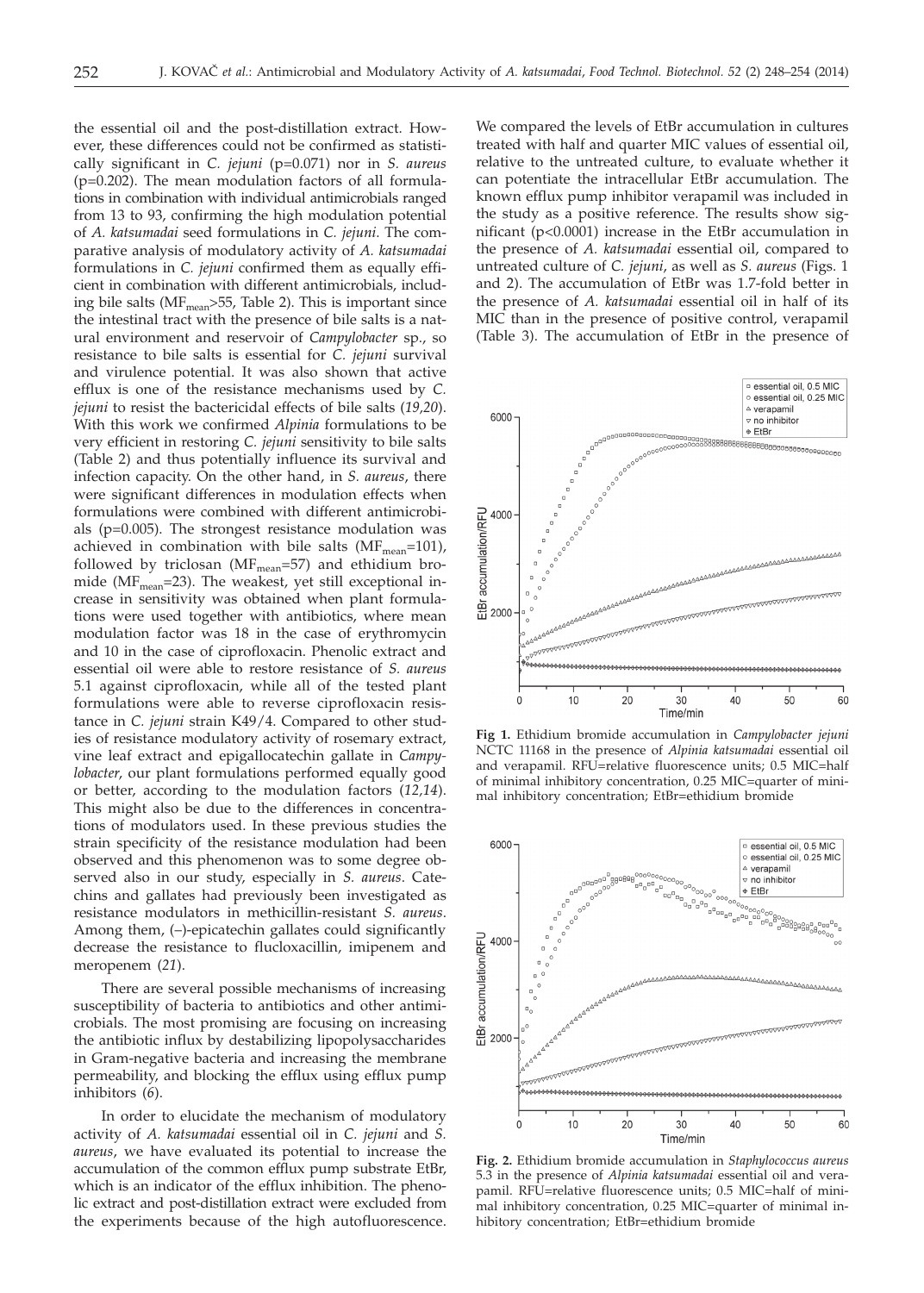the essential oil and the post-distillation extract. However, these differences could not be confirmed as statistically significant in *C. jejuni* (p=0.071) nor in *S. aureus* (p=0.202). The mean modulation factors of all formulations in combination with individual antimicrobials ranged from 13 to 93, confirming the high modulation potential of *A. katsumadai* seed formulations in *C. jejuni*. The comparative analysis of modulatory activity of *A. katsumadai* formulations in *C. jejuni* confirmed them as equally efficient in combination with different antimicrobials, including bile salts ($MF_{mean}$>55, Table 2). This is important since the intestinal tract with the presence of bile salts is a natural environment and reservoir of *Campylobacter* sp., so resistance to bile salts is essential for *C. jejuni* survival and virulence potential. It was also shown that active efflux is one of the resistance mechanisms used by *C. jejuni* to resist the bactericidal effects of bile salts (*19,20*). With this work we confirmed *Alpinia* formulations to be very efficient in restoring *C. jejuni* sensitivity to bile salts (Table 2) and thus potentially influence its survival and infection capacity. On the other hand, in *S. aureus*, there were significant differences in modulation effects when formulations were combined with different antimicrobials (p=0.005). The strongest resistance modulation was achieved in combination with bile salts ($MF_{mean}$=101), followed by triclosan ($MF_{mean}$=57) and ethidium bromide ($MF_{mean}$=23). The weakest, yet still exceptional increase in sensitivity was obtained when plant formulations were used together with antibiotics, where mean modulation factor was 18 in the case of erythromycin and 10 in the case of ciprofloxacin. Phenolic extract and essential oil were able to restore resistance of *S. aureus* 5.1 against ciprofloxacin, while all of the tested plant formulations were able to reverse ciprofloxacin resistance in *C. jejuni* strain K49/4. Compared to other studies of resistance modulatory activity of rosemary extract, vine leaf extract and epigallocatechin gallate in *Campylobacter*, our plant formulations performed equally good or better, according to the modulation factors (*12,14*). This might also be due to the differences in concentrations of modulators used. In these previous studies the strain specificity of the resistance modulation had been observed and this phenomenon was to some degree observed also in our study, especially in *S. aureus*. Catechins and gallates had previously been investigated as resistance modulators in methicillin-resistant *S. aureus*. Among them, (–)-epicatechin gallates could significantly decrease the resistance to flucloxacillin, imipenem and meropenem (*21*).

There are several possible mechanisms of increasing susceptibility of bacteria to antibiotics and other antimicrobials. The most promising are focusing on increasing the antibiotic influx by destabilizing lipopolysaccharides in Gram-negative bacteria and increasing the membrane permeability, and blocking the efflux using efflux pump inhibitors (*6*).

In order to elucidate the mechanism of modulatory activity of *A. katsumadai* essential oil in *C. jejuni* and *S. aureus*, we have evaluated its potential to increase the accumulation of the common efflux pump substrate EtBr, which is an indicator of the efflux inhibition. The phenolic extract and post-distillation extract were excluded from the experiments because of the high autofluorescence. We compared the levels of EtBr accumulation in cultures treated with half and quarter MIC values of essential oil, relative to the untreated culture, to evaluate whether it can potentiate the intracellular EtBr accumulation. The known efflux pump inhibitor verapamil was included in the study as a positive reference. The results show significant (p<0.0001) increase in the EtBr accumulation in the presence of *A. katsumadai* essential oil, compared to untreated culture of *C. jejuni*, as well as *S. aureus* (Figs. 1 and 2). The accumulation of EtBr was 1.7-fold better in the presence of *A. katsumadai* essential oil in half of its MIC than in the presence of positive control, verapamil (Table 3). The accumulation of EtBr in the presence of

**Fig 1.** Ethidium bromide accumulation in *Campylobacter jejuni* NCTC 11168 in the presence of *Alpinia katsumadai* essential oil and verapamil. RFU=relative fluorescence units; 0.5 MIC=half of minimal inhibitory concentration, 0.25 MIC=quarter of minimal inhibitory concentration; EtBr=ethidium bromide

**Fig. 2.** Ethidium bromide accumulation in *Staphylococcus aureus* 5.3 in the presence of *Alpinia katsumadai* essential oil and verapamil. RFU=relative fluorescence units; 0.5 MIC=half of minimal inhibitory concentration, 0.25 MIC=quarter of minimal inhibitory concentration; EtBr=ethidium bromide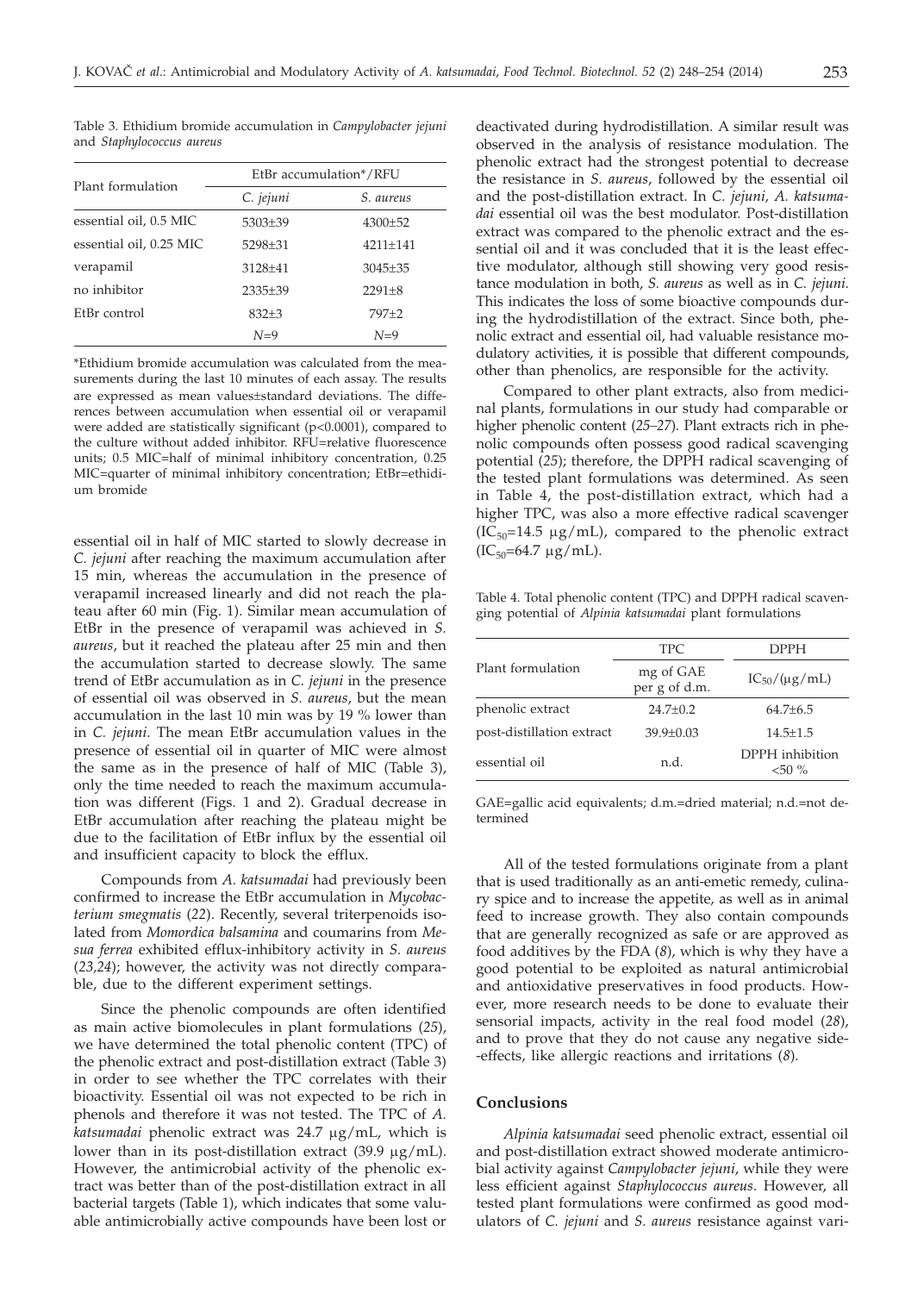Table 3. Ethidium bromide accumulation in *Campylobacter jejuni* and *Staphylococcus aureus*

| Plant formulation | EtBr accumulation*/RFU | |
|---|---|---|
| | *C. jejuni* | *S. aureus* |
| essential oil, 0.5 MIC | 5303±39 | 4300±52 |
| essential oil, 0.25 MIC | 5298±31 | 4211±141 |
| verapamil | 3128±41 | 3045±35 |
| no inhibitor | 2335±39 | 2291±8 |
| EtBr control | 832±3 | 797±2 |
| | *N*=9 | *N*=9 |

*Ethidium bromide accumulation was calculated from the measurements during the last 10 minutes of each assay. The results are expressed as mean values±standard deviations. The differences between accumulation when essential oil or verapamil were added are statistically significant ($p<0.0001$), compared to the culture without added inhibitor. RFU=relative fluorescence units; 0.5 MIC=half of minimal inhibitory concentration, 0.25 MIC=quarter of minimal inhibitory concentration; EtBr=ethidium bromide

essential oil in half of MIC started to slowly decrease in *C. jejuni* after reaching the maximum accumulation after 15 min, whereas the accumulation in the presence of verapamil increased linearly and did not reach the plateau after 60 min (Fig. 1). Similar mean accumulation of EtBr in the presence of verapamil was achieved in *S. aureus*, but it reached the plateau after 25 min and then the accumulation started to decrease slowly. The same trend of EtBr accumulation as in *C. jejuni* in the presence of essential oil was observed in *S. aureus*, but the mean accumulation in the last 10 min was by 19 % lower than in *C. jejuni*. The mean EtBr accumulation values in the presence of essential oil in quarter of MIC were almost the same as in the presence of half of MIC (Table 3), only the time needed to reach the maximum accumulation was different (Figs. 1 and 2). Gradual decrease in EtBr accumulation after reaching the plateau might be due to the facilitation of EtBr influx by the essential oil and insufficient capacity to block the efflux.

Compounds from *A. katsumadai* had previously been confirmed to increase the EtBr accumulation in *Mycobacterium smegmatis* (*22*). Recently, several triterpenoids isolated from *Momordica balsamina* and coumarins from *Mesua ferrea* exhibited efflux-inhibitory activity in *S. aureus* (*23,24*); however, the activity was not directly comparable, due to the different experiment settings.

Since the phenolic compounds are often identified as main active biomolecules in plant formulations (*25*), we have determined the total phenolic content (TPC) of the phenolic extract and post-distillation extract (Table 3) in order to see whether the TPC correlates with their bioactivity. Essential oil was not expected to be rich in phenols and therefore it was not tested. The TPC of *A. katsumadai* phenolic extract was 24.7 μg/mL, which is lower than in its post-distillation extract (39.9 μg/mL). However, the antimicrobial activity of the phenolic extract was better than of the post-distillation extract in all bacterial targets (Table 1), which indicates that some valuable antimicrobially active compounds have been lost or deactivated during hydrodistillation. A similar result was observed in the analysis of resistance modulation. The phenolic extract had the strongest potential to decrease the resistance in *S. aureus*, followed by the essential oil and the post-distillation extract. In *C. jejuni*, *A. katsumadai* essential oil was the best modulator. Post-distillation extract was compared to the phenolic extract and the essential oil and it was concluded that it is the least effective modulator, although still showing very good resistance modulation in both, *S. aureus* as well as in *C. jejuni*. This indicates the loss of some bioactive compounds during the hydrodistillation of the extract. Since both, phenolic extract and essential oil, had valuable resistance modulatory activities, it is possible that different compounds, other than phenolics, are responsible for the activity.

Compared to other plant extracts, also from medicinal plants, formulations in our study had comparable or higher phenolic content (*25–27*). Plant extracts rich in phenolic compounds often possess good radical scavenging potential (*25*); therefore, the DPPH radical scavenging of the tested plant formulations was determined. As seen in Table 4, the post-distillation extract, which had a higher TPC, was also a more effective radical scavenger ($IC_{50}$=14.5 μg/mL), compared to the phenolic extract ($IC_{50}$=64.7 μg/mL).

Table 4. Total phenolic content (TPC) and DPPH radical scavenging potential of *Alpinia katsumadai* plant formulations

| Plant formulation | TPC | DPPH |
|---|---|---|
| | mg of GAE per g of d.m. | $IC_{50}$/(μg/mL) |
| phenolic extract | 24.7±0.2 | 64.7±6.5 |
| post-distillation extract | 39.9±0.03 | 14.5±1.5 |
| essential oil | n.d. | DPPH inhibition <50 % |

GAE=gallic acid equivalents; d.m.=dried material; n.d.=not determined

All of the tested formulations originate from a plant that is used traditionally as an anti-emetic remedy, culinary spice and to increase the appetite, as well as in animal feed to increase growth. They also contain compounds that are generally recognized as safe or are approved as food additives by the FDA (*8*), which is why they have a good potential to be exploited as natural antimicrobial and antioxidative preservatives in food products. However, more research needs to be done to evaluate their sensorial impacts, activity in the real food model (*28*), and to prove that they do not cause any negative side-effects, like allergic reactions and irritations (*8*).

## Conclusions

*Alpinia katsumadai* seed phenolic extract, essential oil and post-distillation extract showed moderate antimicrobial activity against *Campylobacter jejuni*, while they were less efficient against *Staphylococcus aureus*. However, all tested plant formulations were confirmed as good modulators of *C. jejuni* and *S. aureus* resistance against vari-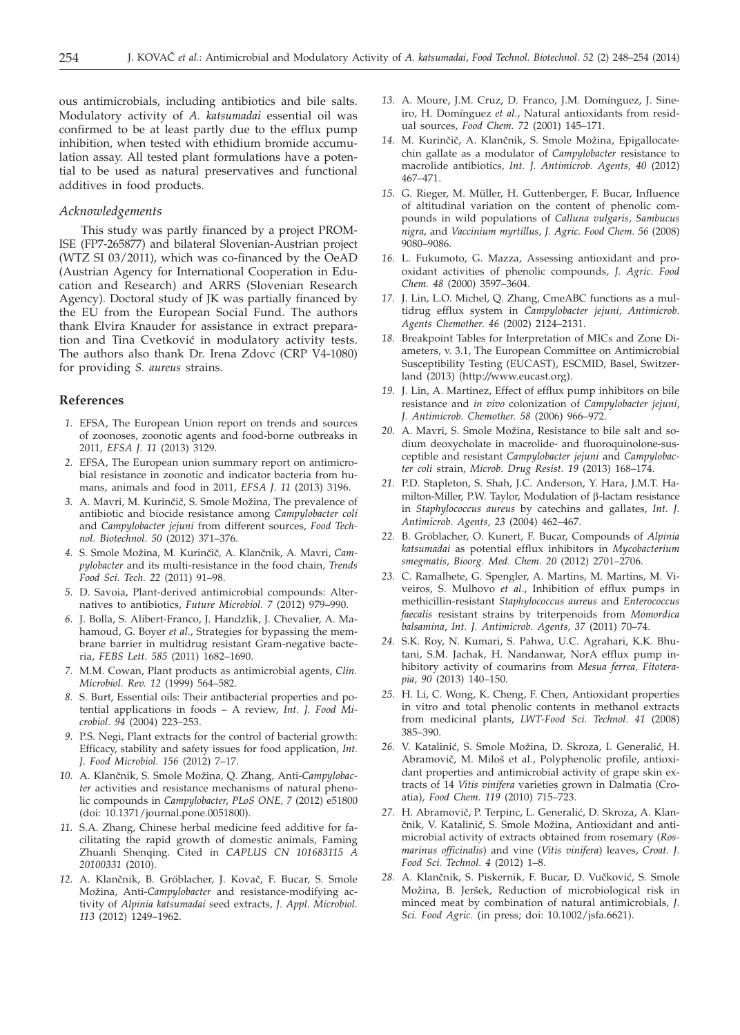ous antimicrobials, including antibiotics and bile salts. Modulatory activity of *A. katsumadai* essential oil was confirmed to be at least partly due to the efflux pump inhibition, when tested with ethidium bromide accumulation assay. All tested plant formulations have a potential to be used as natural preservatives and functional additives in food products.

### *Acknowledgements*

This study was partly financed by a project PROMISE (FP7-265877) and bilateral Slovenian-Austrian project (WTZ SI 03/2011), which was co-financed by the OeAD (Austrian Agency for International Cooperation in Education and Research) and ARRS (Slovenian Research Agency). Doctoral study of JK was partially financed by the EU from the European Social Fund. The authors thank Elvira Knauder for assistance in extract preparation and Tina Cvetković in modulatory activity tests. The authors also thank Dr. Irena Zdovc (CRP V4-1080) for providing *S. aureus* strains.

## References

1. EFSA, The European Union report on trends and sources of zoonoses, zoonotic agents and food-borne outbreaks in 2011, *EFSA J. 11* (2013) 3129.
2. EFSA, The European union summary report on antimicrobial resistance in zoonotic and indicator bacteria from humans, animals and food in 2011, *EFSA J. 11* (2013) 3196.
3. A. Mavri, M. Kurinčič, S. Smole Možina, The prevalence of antibiotic and biocide resistance among *Campylobacter coli* and *Campylobacter jejuni* from different sources, *Food Technol. Biotechnol. 50* (2012) 371–376.
4. S. Smole Možina, M. Kurinčič, A. Klančnik, A. Mavri, *Campylobacter* and its multi-resistance in the food chain, *Trends Food Sci. Tech. 22* (2011) 91–98.
5. D. Savoia, Plant-derived antimicrobial compounds: Alternatives to antibiotics, *Future Microbiol. 7* (2012) 979–990.
6. J. Bolla, S. Alibert-Franco, J. Handzlik, J. Chevalier, A. Mahamoud, G. Boyer *et al.*, Strategies for bypassing the membrane barrier in multidrug resistant Gram-negative bacteria, *FEBS Lett. 585* (2011) 1682–1690.
7. M.M. Cowan, Plant products as antimicrobial agents, *Clin. Microbiol. Rev. 12* (1999) 564–582.
8. S. Burt, Essential oils: Their antibacterial properties and potential applications in foods – A review, *Int. J. Food Microbiol. 94* (2004) 223–253.
9. P.S. Negi, Plant extracts for the control of bacterial growth: Efficacy, stability and safety issues for food application, *Int. J. Food Microbiol. 156* (2012) 7–17.
10. A. Klančnik, S. Smole Možina, Q. Zhang, Anti-*Campylobacter* activities and resistance mechanisms of natural phenolic compounds in *Campylobacter*, *PLoS ONE, 7* (2012) e51800 (doi: 10.1371/journal.pone.0051800).
11. S.A. Zhang, Chinese herbal medicine feed additive for facilitating the rapid growth of domestic animals, Faming Zhuanli Shenqing. Cited in *CAPLUS CN 101683115 A 20100331* (2010).
12. A. Klančnik, B. Gröblacher, J. Kovač, F. Bucar, S. Smole Možina, Anti-*Campylobacter* and resistance-modifying activity of *Alpinia katsumadai* seed extracts, *J. Appl. Microbiol. 113* (2012) 1249–1962.
13. A. Moure, J.M. Cruz, D. Franco, J.M. Domínguez, J. Sineiro, H. Domínguez *et al.*, Natural antioxidants from residual sources, *Food Chem. 72* (2001) 145–171.
14. M. Kurinčič, A. Klančnik, S. Smole Možina, Epigallocatechin gallate as a modulator of *Campylobacter* resistance to macrolide antibiotics, *Int. J. Antimicrob. Agents, 40* (2012) 467–471.
15. G. Rieger, M. Müller, H. Guttenberger, F. Bucar, Influence of altitudinal variation on the content of phenolic compounds in wild populations of *Calluna vulgaris*, *Sambucus nigra*, and *Vaccinium myrtillus*, *J. Agric. Food Chem. 56* (2008) 9080–9086.
16. L. Fukumoto, G. Mazza, Assessing antioxidant and prooxidant activities of phenolic compounds, *J. Agric. Food Chem. 48* (2000) 3597–3604.
17. J. Lin, L.O. Michel, Q. Zhang, CmeABC functions as a multidrug efflux system in *Campylobacter jejuni*, *Antimicrob. Agents Chemother. 46* (2002) 2124–2131.
18. Breakpoint Tables for Interpretation of MICs and Zone Diameters, v. 3.1, The European Committee on Antimicrobial Susceptibility Testing (EUCAST), ESCMID, Basel, Switzerland (2013) (http://www.eucast.org).
19. J. Lin, A. Martinez, Effect of efflux pump inhibitors on bile resistance and *in vivo* colonization of *Campylobacter jejuni*, *J. Antimicrob. Chemother. 58* (2006) 966–972.
20. A. Mavri, S. Smole Možina, Resistance to bile salt and sodium deoxycholate in macrolide- and fluoroquinolone-susceptible and resistant *Campylobacter jejuni* and *Campylobacter coli* strain, *Microb. Drug Resist. 19* (2013) 168–174.
21. P.D. Stapleton, S. Shah, J.C. Anderson, Y. Hara, J.M.T. Hamilton-Miller, P.W. Taylor, Modulation of β-lactam resistance in *Staphylococcus aureus* by catechins and gallates, *Int. J. Antimicrob. Agents, 23* (2004) 462–467.
22. B. Gröblacher, O. Kunert, F. Bucar, Compounds of *Alpinia katsumadai* as potential efflux inhibitors in *Mycobacterium smegmatis*, *Bioorg. Med. Chem. 20* (2012) 2701–2706.
23. C. Ramalhete, G. Spengler, A. Martins, M. Martins, M. Viveiros, S. Mulhovo *et al.*, Inhibition of efflux pumps in methicillin-resistant *Staphylococcus aureus* and *Enterococcus faecalis* resistant strains by triterpenoids from *Momordica balsamina*, *Int. J. Antimicrob. Agents, 37* (2011) 70–74.
24. S.K. Roy, N. Kumari, S. Pahwa, U.C. Agrahari, K.K. Bhutani, S.M. Jachak, H. Nandanwar, NorA efflux pump inhibitory activity of coumarins from *Mesua ferrea*, *Fitoterapia, 90* (2013) 140–150.
25. H. Li, C. Wong, K. Cheng, F. Chen, Antioxidant properties in vitro and total phenolic contents in methanol extracts from medicinal plants, *LWT-Food Sci. Technol. 41* (2008) 385–390.
26. V. Katalinić, S. Smole Možina, D. Skroza, I. Generalić, H. Abramovič, M. Miloš et al., Polyphenolic profile, antioxidant properties and antimicrobial activity of grape skin extracts of 14 *Vitis vinifera* varieties grown in Dalmatia (Croatia), *Food Chem. 119* (2010) 715–723.
27. H. Abramovič, P. Terpinc, L. Generalić, D. Skroza, A. Klančnik, V. Katalinić, S. Smole Možina, Antioxidant and antimicrobial activity of extracts obtained from rosemary (*Rosmarinus officinalis*) and vine (*Vitis vinifera*) leaves, *Croat. J. Food Sci. Technol. 4* (2012) 1–8.
28. A. Klančnik, S. Piskernik, F. Bucar, D. Vučković, S. Smole Možina, B. Jeršek, Reduction of microbiological risk in minced meat by combination of natural antimicrobials, *J. Sci. Food Agric.* (in press; doi: 10.1002/jsfa.6621).